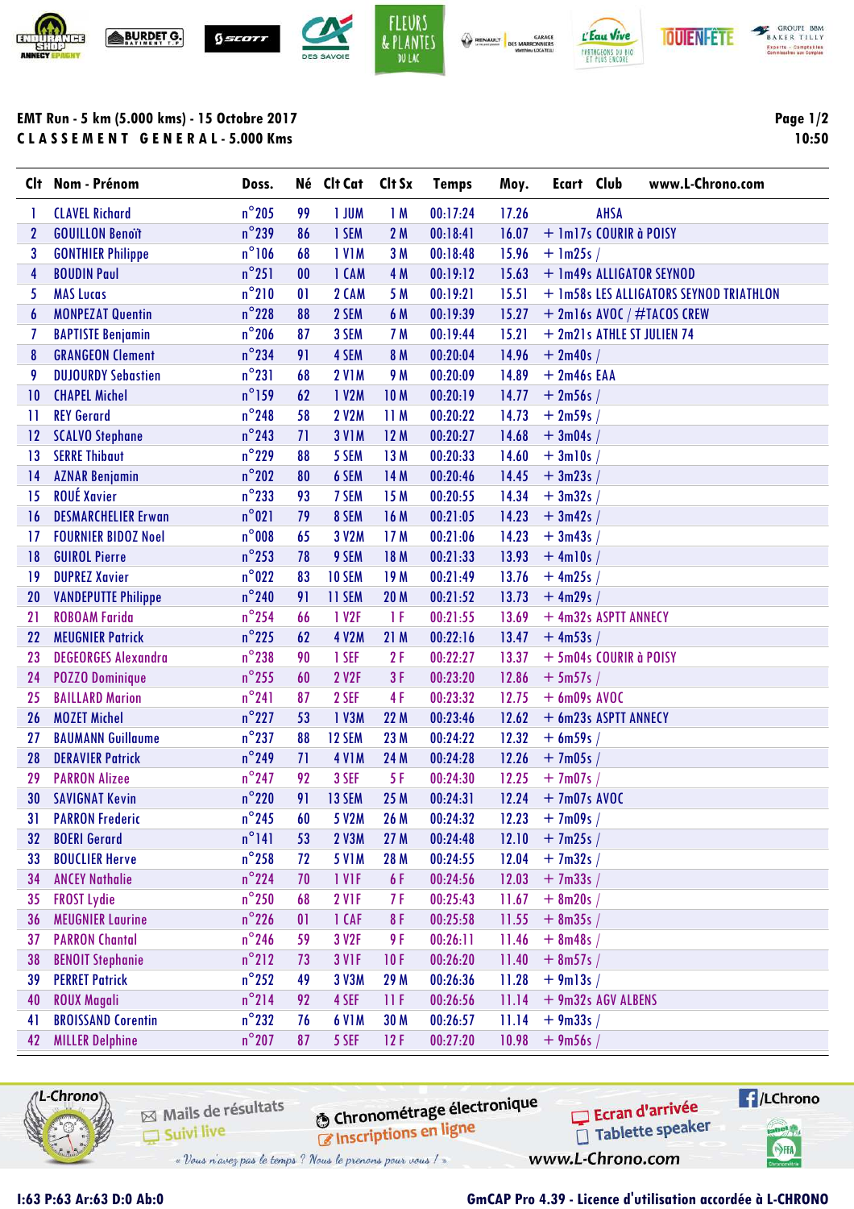**EMT Run - 5 km (5.000 kms) - 15 Octobre 2017**

**CLASSEMENT GENERAL - 5.000 Kms**

Page 1/2
10:50

| Clt | Nom - Prénom | Doss. | Né | Clt Cat | Clt Sx | Temps | Moy. | Ecart | Club |
|---|---|---|---|---|---|---|---|---|---|
| 1 | CLAVEL Richard | n°205 | 99 | 1 JUM | 1 M | 00:17:24 | 17.26 | | AHSA |
| 2 | GOUILLON Benoît | n°239 | 86 | 1 SEM | 2 M | 00:18:41 | 16.07 | + 1m17s | COURIR à POISY |
| 3 | GONTHIER Philippe | n°106 | 68 | 1 V1M | 3 M | 00:18:48 | 15.96 | + 1m25s | / |
| 4 | BOUDIN Paul | n°251 | 00 | 1 CAM | 4 M | 00:19:12 | 15.63 | + 1m49s | ALLIGATOR SEYNOD |
| 5 | MAS Lucas | n°210 | 01 | 2 CAM | 5 M | 00:19:21 | 15.51 | + 1m58s | LES ALLIGATORS SEYNOD TRIATHLON |
| 6 | MONPEZAT Quentin | n°228 | 88 | 2 SEM | 6 M | 00:19:39 | 15.27 | + 2m16s | AVOC / #TACOS CREW |
| 7 | BAPTISTE Benjamin | n°206 | 87 | 3 SEM | 7 M | 00:19:44 | 15.21 | + 2m21s | ATHLE ST JULIEN 74 |
| 8 | GRANGEON Clement | n°234 | 91 | 4 SEM | 8 M | 00:20:04 | 14.96 | + 2m40s | / |
| 9 | DUJOURDY Sebastien | n°231 | 68 | 2 V1M | 9 M | 00:20:09 | 14.89 | + 2m46s | EAA |
| 10 | CHAPEL Michel | n°159 | 62 | 1 V2M | 10 M | 00:20:19 | 14.77 | + 2m56s | / |
| 11 | REY Gerard | n°248 | 58 | 2 V2M | 11 M | 00:20:22 | 14.73 | + 2m59s | / |
| 12 | SCALVO Stephane | n°243 | 71 | 3 V1M | 12 M | 00:20:27 | 14.68 | + 3m04s | / |
| 13 | SERRE Thibaut | n°229 | 88 | 5 SEM | 13 M | 00:20:33 | 14.60 | + 3m10s | / |
| 14 | AZNAR Benjamin | n°202 | 80 | 6 SEM | 14 M | 00:20:46 | 14.45 | + 3m23s | / |
| 15 | ROUÉ Xavier | n°233 | 93 | 7 SEM | 15 M | 00:20:55 | 14.34 | + 3m32s | / |
| 16 | DESMARCHELIER Erwan | n°021 | 79 | 8 SEM | 16 M | 00:21:05 | 14.23 | + 3m42s | / |
| 17 | FOURNIER BIDOZ Noel | n°008 | 65 | 3 V2M | 17 M | 00:21:06 | 14.23 | + 3m43s | / |
| 18 | GUIROL Pierre | n°253 | 78 | 9 SEM | 18 M | 00:21:33 | 13.93 | + 4m10s | / |
| 19 | DUPREZ Xavier | n°022 | 83 | 10 SEM | 19 M | 00:21:49 | 13.76 | + 4m25s | / |
| 20 | VANDEPUTTE Philippe | n°240 | 91 | 11 SEM | 20 M | 00:21:52 | 13.73 | + 4m29s | / |
| 21 | ROBOAM Farida | n°254 | 66 | 1 V2F | 1 F | 00:21:55 | 13.69 | + 4m32s | ASPTT ANNECY |
| 22 | MEUGNIER Patrick | n°225 | 62 | 4 V2M | 21 M | 00:22:16 | 13.47 | + 4m53s | / |
| 23 | DEGEORGES Alexandra | n°238 | 90 | 1 SEF | 2 F | 00:22:27 | 13.37 | + 5m04s | COURIR à POISY |
| 24 | POZZO Dominique | n°255 | 60 | 2 V2F | 3 F | 00:23:20 | 12.86 | + 5m57s | / |
| 25 | BAILLARD Marion | n°241 | 87 | 2 SEF | 4 F | 00:23:32 | 12.75 | + 6m09s | AVOC |
| 26 | MOZET Michel | n°227 | 53 | 1 V3M | 22 M | 00:23:46 | 12.62 | + 6m23s | ASPTT ANNECY |
| 27 | BAUMANN Guillaume | n°237 | 88 | 12 SEM | 23 M | 00:24:22 | 12.32 | + 6m59s | / |
| 28 | DERAVIER Patrick | n°249 | 71 | 4 V1M | 24 M | 00:24:28 | 12.26 | + 7m05s | / |
| 29 | PARRON Alizee | n°247 | 92 | 3 SEF | 5 F | 00:24:30 | 12.25 | + 7m07s | / |
| 30 | SAVIGNAT Kevin | n°220 | 91 | 13 SEM | 25 M | 00:24:31 | 12.24 | + 7m07s | AVOC |
| 31 | PARRON Frederic | n°245 | 60 | 5 V2M | 26 M | 00:24:32 | 12.23 | + 7m09s | / |
| 32 | BOERI Gerard | n°141 | 53 | 2 V3M | 27 M | 00:24:48 | 12.10 | + 7m25s | / |
| 33 | BOUCLIER Herve | n°258 | 72 | 5 V1M | 28 M | 00:24:55 | 12.04 | + 7m32s | / |
| 34 | ANCEY Nathalie | n°224 | 70 | 1 V1F | 6 F | 00:24:56 | 12.03 | + 7m33s | / |
| 35 | FROST Lydie | n°250 | 68 | 2 V1F | 7 F | 00:25:43 | 11.67 | + 8m20s | / |
| 36 | MEUGNIER Laurine | n°226 | 01 | 1 CAF | 8 F | 00:25:58 | 11.55 | + 8m35s | / |
| 37 | PARRON Chantal | n°246 | 59 | 3 V2F | 9 F | 00:26:11 | 11.46 | + 8m48s | / |
| 38 | BENOIT Stephanie | n°212 | 73 | 3 V1F | 10 F | 00:26:20 | 11.40 | + 8m57s | / |
| 39 | PERRET Patrick | n°252 | 49 | 3 V3M | 29 M | 00:26:36 | 11.28 | + 9m13s | / |
| 40 | ROUX Magali | n°214 | 92 | 4 SEF | 11 F | 00:26:56 | 11.14 | + 9m32s | AGV ALBENS |
| 41 | BROISSAND Corentin | n°232 | 76 | 6 V1M | 30 M | 00:26:57 | 11.14 | + 9m33s | / |
| 42 | MILLER Delphine | n°207 | 87 | 5 SEF | 12 F | 00:27:20 | 10.98 | + 9m56s | / |

I:63 P:63 Ar:63 D:0 Ab:0

GmCAP Pro 4.39 - Licence d'utilisation accordée à L-CHRONO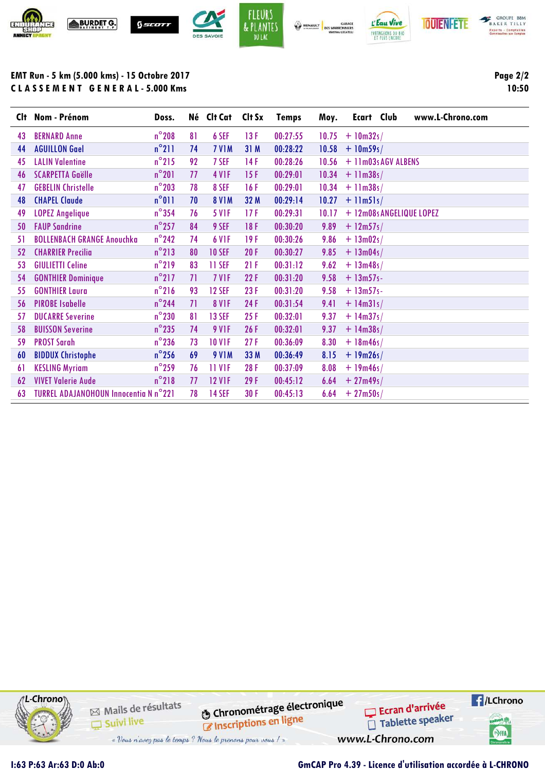**EMT Run - 5 km (5.000 kms) - 15 Octobre 2017**

**CLASSEMENT GENERAL - 5.000 Kms**

10:50

| Clt | Nom - Prénom | Doss. | Né | Clt Cat | Clt Sx | Temps | Moy. | Ecart | Club | www.L-Chrono.com |
|---|---|---|---|---|---|---|---|---|---|---|
| 43 | BERNARD Anne | n°208 | 81 | 6 SEF | 13 F | 00:27:55 | 10.75 | + 10m32s | / | |
| 44 | AGUILLON Gael | n°211 | 74 | 7 V1M | 31 M | 00:28:22 | 10.58 | + 10m59s | / | |
| 45 | LALIN Valentine | n°215 | 92 | 7 SEF | 14 F | 00:28:26 | 10.56 | + 11m03s | AGV ALBENS | |
| 46 | SCARPETTA Gaëlle | n°201 | 77 | 4 V1F | 15 F | 00:29:01 | 10.34 | + 11m38s | / | |
| 47 | GEBELIN Christelle | n°203 | 78 | 8 SEF | 16 F | 00:29:01 | 10.34 | + 11m38s | / | |
| 48 | CHAPEL Claude | n°011 | 70 | 8 V1M | 32 M | 00:29:14 | 10.27 | + 11m51s | / | |
| 49 | LOPEZ Angelique | n°354 | 76 | 5 V1F | 17 F | 00:29:31 | 10.17 | + 12m08s | ANGELIQUE LOPEZ | |
| 50 | FAUP Sandrine | n°257 | 84 | 9 SEF | 18 F | 00:30:20 | 9.89 | + 12m57s | / | |
| 51 | BOLLENBACH GRANGE Anouchka | n°242 | 74 | 6 V1F | 19 F | 00:30:26 | 9.86 | + 13m02s | / | |
| 52 | CHARRIER Precilia | n°213 | 80 | 10 SEF | 20 F | 00:30:27 | 9.85 | + 13m04s | / | |
| 53 | GIULIETTI Celine | n°219 | 83 | 11 SEF | 21 F | 00:31:12 | 9.62 | + 13m48s | / | |
| 54 | GONTHIER Dominique | n°217 | 71 | 7 V1F | 22 F | 00:31:20 | 9.58 | + 13m57s | - | |
| 55 | GONTHIER Laura | n°216 | 93 | 12 SEF | 23 F | 00:31:20 | 9.58 | + 13m57s | - | |
| 56 | PIROBE Isabelle | n°244 | 71 | 8 V1F | 24 F | 00:31:54 | 9.41 | + 14m31s | / | |
| 57 | DUCARRE Severine | n°230 | 81 | 13 SEF | 25 F | 00:32:01 | 9.37 | + 14m37s | / | |
| 58 | BUISSON Severine | n°235 | 74 | 9 V1F | 26 F | 00:32:01 | 9.37 | + 14m38s | / | |
| 59 | PROST Sarah | n°236 | 73 | 10 V1F | 27 F | 00:36:09 | 8.30 | + 18m46s | / | |
| 60 | BIDDUX Christophe | n°256 | 69 | 9 V1M | 33 M | 00:36:49 | 8.15 | + 19m26s | / | |
| 61 | KESLING Myriam | n°259 | 76 | 11 V1F | 28 F | 00:37:09 | 8.08 | + 19m46s | / | |
| 62 | VIVET Valerie Aude | n°218 | 77 | 12 V1F | 29 F | 00:45:12 | 6.64 | + 27m49s | / | |
| 63 | TURREL ADAJANOHOUN Innocentia N | n°221 | 78 | 14 SEF | 30 F | 00:45:13 | 6.64 | + 27m50s | / | |

I:63 P:63 Ar:63 D:0 Ab:0

GmCAP Pro 4.39 - Licence d'utilisation accordée à L-CHRONO